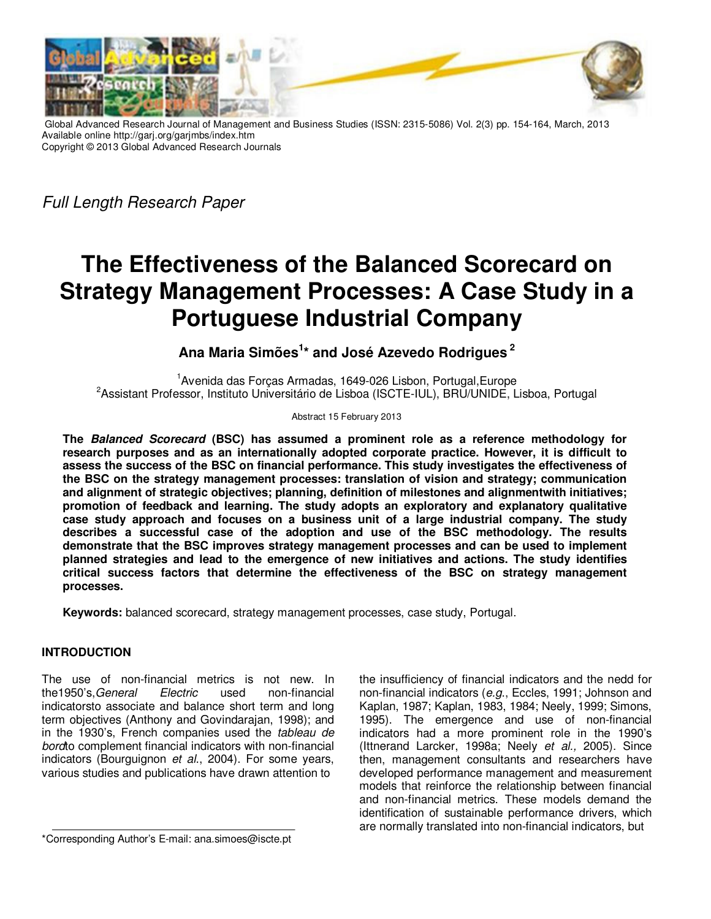Global Advanced Research Journal of Management and Business Studies (ISSN: 2315-5086) Vol. 2(3) pp. 154-164, March, 2013
Available online http://garj.org/garjmbs/index.htm
Copyright © 2013 Global Advanced Research Journals

*Full Length Research Paper*

# The Effectiveness of the Balanced Scorecard on Strategy Management Processes: A Case Study in a Portuguese Industrial Company

**Ana Maria Simões[1]* and José Azevedo Rodrigues[2]**

[1]Avenida das Forças Armadas, 1649-026 Lisbon, Portugal,Europe
[2]Assistant Professor, Instituto Universitário de Lisboa (ISCTE-IUL), BRU/UNIDE, Lisboa, Portugal

Abstract 15 February 2013

**The *Balanced Scorecard* (BSC) has assumed a prominent role as a reference methodology for research purposes and as an internationally adopted corporate practice. However, it is difficult to assess the success of the BSC on financial performance. This study investigates the effectiveness of the BSC on the strategy management processes: translation of vision and strategy; communication and alignment of strategic objectives; planning, definition of milestones and alignmentwith initiatives; promotion of feedback and learning. The study adopts an exploratory and explanatory qualitative case study approach and focuses on a business unit of a large industrial company. The study describes a successful case of the adoption and use of the BSC methodology. The results demonstrate that the BSC improves strategy management processes and can be used to implement planned strategies and lead to the emergence of new initiatives and actions. The study identifies critical success factors that determine the effectiveness of the BSC on strategy management processes.**

**Keywords:** balanced scorecard, strategy management processes, case study, Portugal.

## INTRODUCTION

The use of non-financial metrics is not new. In the1950's,*General Electric* used non-financial indicatorsto associate and balance short term and long term objectives (Anthony and Govindarajan, 1998); and in the 1930's, French companies used the *tableau de bord*to complement financial indicators with non-financial indicators (Bourguignon *et al*., 2004). For some years, various studies and publications have drawn attention to the insufficiency of financial indicators and the nedd for non-financial indicators (*e.g.*, Eccles, 1991; Johnson and Kaplan, 1987; Kaplan, 1983, 1984; Neely, 1999; Simons, 1995). The emergence and use of non-financial indicators had a more prominent role in the 1990's (Ittnerand Larcker, 1998a; Neely *et al.,* 2005). Since then, management consultants and researchers have developed performance management and measurement models that reinforce the relationship between financial and non-financial metrics. These models demand the identification of sustainable performance drivers, which are normally translated into non-financial indicators, but

*Corresponding Author's E-mail: ana.simoes@iscte.pt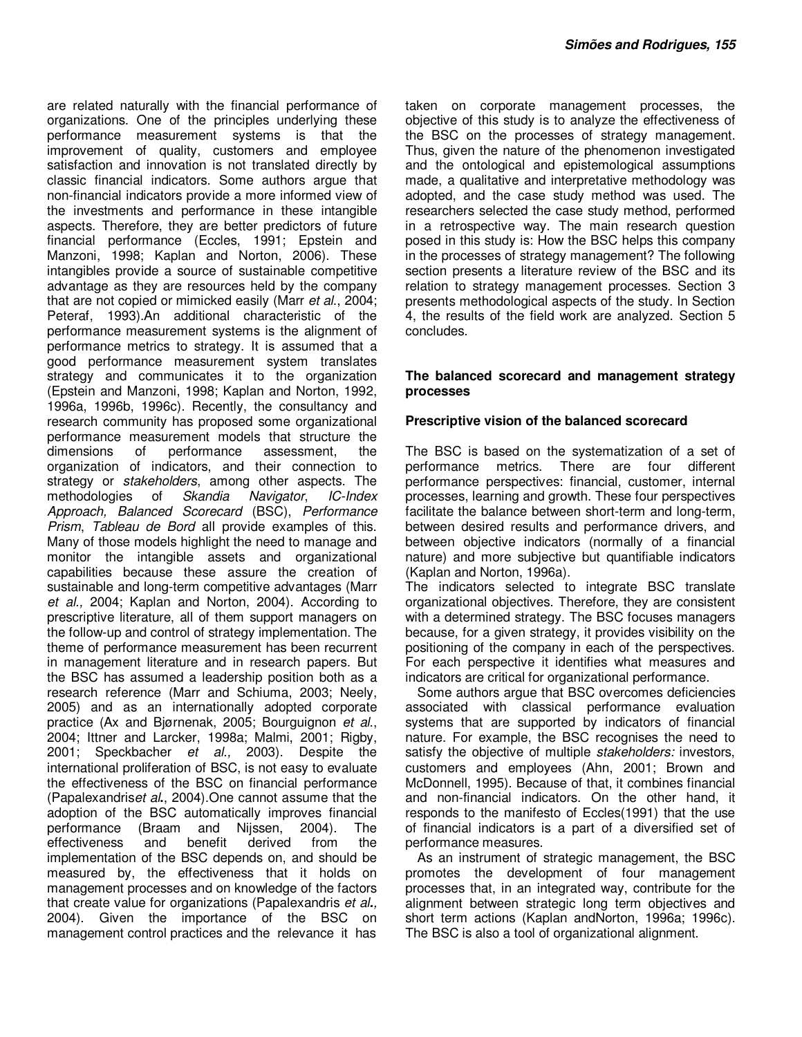are related naturally with the financial performance of organizations. One of the principles underlying these performance measurement systems is that the improvement of quality, customers and employee satisfaction and innovation is not translated directly by classic financial indicators. Some authors argue that non-financial indicators provide a more informed view of the investments and performance in these intangible aspects. Therefore, they are better predictors of future financial performance (Eccles, 1991; Epstein and Manzoni, 1998; Kaplan and Norton, 2006). These intangibles provide a source of sustainable competitive advantage as they are resources held by the company that are not copied or mimicked easily (Marr *et al*., 2004; Peteraf, 1993).An additional characteristic of the performance measurement systems is the alignment of performance metrics to strategy. It is assumed that a good performance measurement system translates strategy and communicates it to the organization (Epstein and Manzoni, 1998; Kaplan and Norton, 1992, 1996a, 1996b, 1996c). Recently, the consultancy and research community has proposed some organizational performance measurement models that structure the dimensions of performance assessment, the organization of indicators, and their connection to strategy or *stakeholders*, among other aspects. The methodologies of *Skandia Navigator*, *IC-Index Approach, Balanced Scorecard* (BSC), *Performance Prism*, *Tableau de Bord* all provide examples of this. Many of those models highlight the need to manage and monitor the intangible assets and organizational capabilities because these assure the creation of sustainable and long-term competitive advantages (Marr *et al.,* 2004; Kaplan and Norton, 2004). According to prescriptive literature, all of them support managers on the follow-up and control of strategy implementation. The theme of performance measurement has been recurrent in management literature and in research papers. But the BSC has assumed a leadership position both as a research reference (Marr and Schiuma, 2003; Neely, 2005) and as an internationally adopted corporate practice (Ax and Bjørnenak, 2005; Bourguignon *et al*., 2004; Ittner and Larcker, 1998a; Malmi, 2001; Rigby, 2001; Speckbacher *et al.,* 2003). Despite the international proliferation of BSC, is not easy to evaluate the effectiveness of the BSC on financial performance (Papalexandris*et al***.**, 2004).One cannot assume that the adoption of the BSC automatically improves financial performance (Braam and Nijssen, 2004). The effectiveness and benefit derived from the implementation of the BSC depends on, and should be measured by, the effectiveness that it holds on management processes and on knowledge of the factors that create value for organizations (Papalexandris *et al***.,** 2004). Given the importance of the BSC on management control practices and the relevance it has taken on corporate management processes, the objective of this study is to analyze the effectiveness of the BSC on the processes of strategy management. Thus, given the nature of the phenomenon investigated and the ontological and epistemological assumptions made, a qualitative and interpretative methodology was adopted, and the case study method was used. The researchers selected the case study method, performed in a retrospective way. The main research question posed in this study is: How the BSC helps this company in the processes of strategy management? The following section presents a literature review of the BSC and its relation to strategy management processes. Section 3 presents methodological aspects of the study. In Section 4, the results of the field work are analyzed. Section 5 concludes.

## The balanced scorecard and management strategy processes

### Prescriptive vision of the balanced scorecard

The BSC is based on the systematization of a set of performance metrics. There are four different performance perspectives: financial, customer, internal processes, learning and growth. These four perspectives facilitate the balance between short-term and long-term, between desired results and performance drivers, and between objective indicators (normally of a financial nature) and more subjective but quantifiable indicators (Kaplan and Norton, 1996a).

The indicators selected to integrate BSC translate organizational objectives. Therefore, they are consistent with a determined strategy. The BSC focuses managers because, for a given strategy, it provides visibility on the positioning of the company in each of the perspectives. For each perspective it identifies what measures and indicators are critical for organizational performance.

Some authors argue that BSC overcomes deficiencies associated with classical performance evaluation systems that are supported by indicators of financial nature. For example, the BSC recognises the need to satisfy the objective of multiple *stakeholders:* investors, customers and employees (Ahn, 2001; Brown and McDonnell, 1995). Because of that, it combines financial and non-financial indicators. On the other hand, it responds to the manifesto of Eccles(1991) that the use of financial indicators is a part of a diversified set of performance measures.

As an instrument of strategic management, the BSC promotes the development of four management processes that, in an integrated way, contribute for the alignment between strategic long term objectives and short term actions (Kaplan andNorton, 1996a; 1996c). The BSC is also a tool of organizational alignment.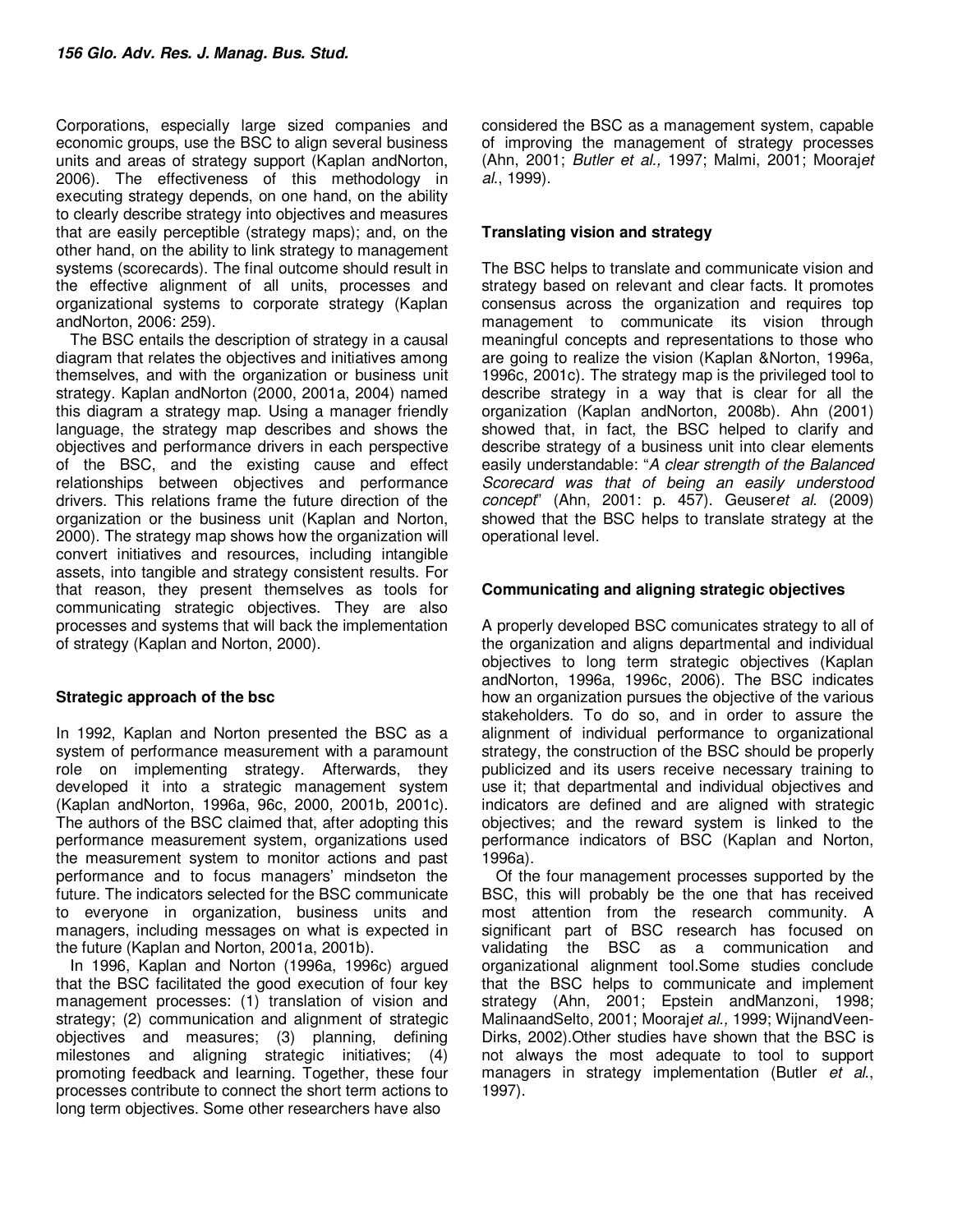Corporations, especially large sized companies and economic groups, use the BSC to align several business units and areas of strategy support (Kaplan andNorton, 2006). The effectiveness of this methodology in executing strategy depends, on one hand, on the ability to clearly describe strategy into objectives and measures that are easily perceptible (strategy maps); and, on the other hand, on the ability to link strategy to management systems (scorecards). The final outcome should result in the effective alignment of all units, processes and organizational systems to corporate strategy (Kaplan andNorton, 2006: 259).

The BSC entails the description of strategy in a causal diagram that relates the objectives and initiatives among themselves, and with the organization or business unit strategy. Kaplan andNorton (2000, 2001a, 2004) named this diagram a strategy map. Using a manager friendly language, the strategy map describes and shows the objectives and performance drivers in each perspective of the BSC, and the existing cause and effect relationships between objectives and performance drivers. This relations frame the future direction of the organization or the business unit (Kaplan and Norton, 2000). The strategy map shows how the organization will convert initiatives and resources, including intangible assets, into tangible and strategy consistent results. For that reason, they present themselves as tools for communicating strategic objectives. They are also processes and systems that will back the implementation of strategy (Kaplan and Norton, 2000).

### Strategic approach of the bsc

In 1992, Kaplan and Norton presented the BSC as a system of performance measurement with a paramount role on implementing strategy. Afterwards, they developed it into a strategic management system (Kaplan andNorton, 1996a, 96c, 2000, 2001b, 2001c). The authors of the BSC claimed that, after adopting this performance measurement system, organizations used the measurement system to monitor actions and past performance and to focus managers' mindseton the future. The indicators selected for the BSC communicate to everyone in organization, business units and managers, including messages on what is expected in the future (Kaplan and Norton, 2001a, 2001b).

In 1996, Kaplan and Norton (1996a, 1996c) argued that the BSC facilitated the good execution of four key management processes: (1) translation of vision and strategy; (2) communication and alignment of strategic objectives and measures; (3) planning, defining milestones and aligning strategic initiatives; (4) promoting feedback and learning. Together, these four processes contribute to connect the short term actions to long term objectives. Some other researchers have also considered the BSC as a management system, capable of improving the management of strategy processes (Ahn, 2001; *Butler et al.,* 1997; Malmi, 2001; Mooraj*et al.*, 1999).

### Translating vision and strategy

The BSC helps to translate and communicate vision and strategy based on relevant and clear facts. It promotes consensus across the organization and requires top management to communicate its vision through meaningful concepts and representations to those who are going to realize the vision (Kaplan &Norton, 1996a, 1996c, 2001c). The strategy map is the privileged tool to describe strategy in a way that is clear for all the organization (Kaplan andNorton, 2008b). Ahn (2001) showed that, in fact, the BSC helped to clarify and describe strategy of a business unit into clear elements easily understandable: "*A clear strength of the Balanced Scorecard was that of being an easily understood concept*" (Ahn, 2001: p. 457). Geuser*et al.* (2009) showed that the BSC helps to translate strategy at the operational level.

### Communicating and aligning strategic objectives

A properly developed BSC comunicates strategy to all of the organization and aligns departmental and individual objectives to long term strategic objectives (Kaplan andNorton, 1996a, 1996c, 2006). The BSC indicates how an organization pursues the objective of the various stakeholders. To do so, and in order to assure the alignment of individual performance to organizational strategy, the construction of the BSC should be properly publicized and its users receive necessary training to use it; that departmental and individual objectives and indicators are defined and are aligned with strategic objectives; and the reward system is linked to the performance indicators of BSC (Kaplan and Norton, 1996a).

Of the four management processes supported by the BSC, this will probably be the one that has received most attention from the research community. A significant part of BSC research has focused on validating the BSC as a communication and organizational alignment tool.Some studies conclude that the BSC helps to communicate and implement strategy (Ahn, 2001; Epstein andManzoni, 1998; MalinaandSelto, 2001; Mooraj*et al.,* 1999; WijnandVeen-Dirks, 2002).Other studies have shown that the BSC is not always the most adequate to tool to support managers in strategy implementation (Butler *et al.*, 1997).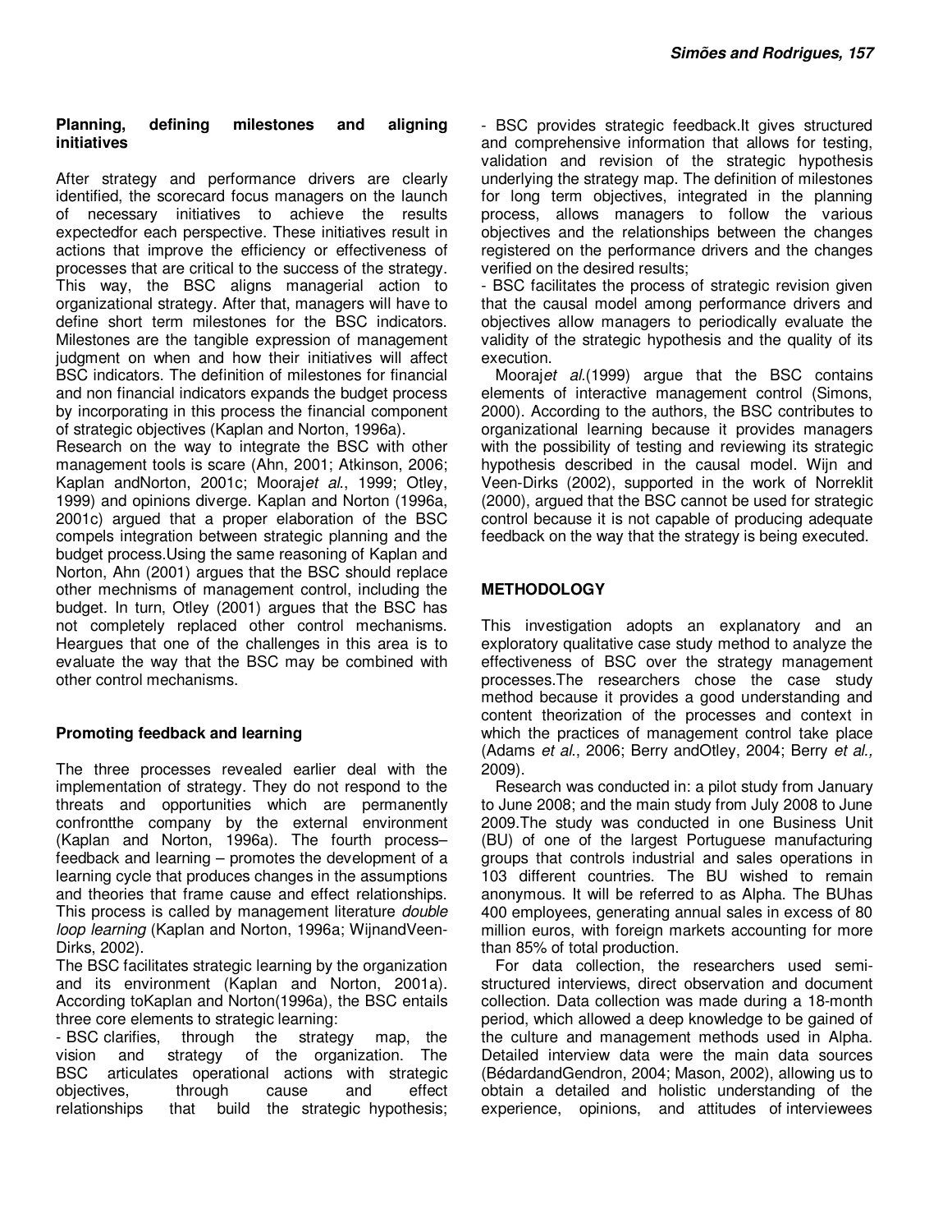### Planning, defining milestones and aligning initiatives

After strategy and performance drivers are clearly identified, the scorecard focus managers on the launch of necessary initiatives to achieve the results expectedfor each perspective. These initiatives result in actions that improve the efficiency or effectiveness of processes that are critical to the success of the strategy. This way, the BSC aligns managerial action to organizational strategy. After that, managers will have to define short term milestones for the BSC indicators. Milestones are the tangible expression of management judgment on when and how their initiatives will affect BSC indicators. The definition of milestones for financial and non financial indicators expands the budget process by incorporating in this process the financial component of strategic objectives (Kaplan and Norton, 1996a).

Research on the way to integrate the BSC with other management tools is scare (Ahn, 2001; Atkinson, 2006; Kaplan andNorton, 2001c; Mooraj*et al*., 1999; Otley, 1999) and opinions diverge. Kaplan and Norton (1996a, 2001c) argued that a proper elaboration of the BSC compels integration between strategic planning and the budget process.Using the same reasoning of Kaplan and Norton, Ahn (2001) argues that the BSC should replace other mechnisms of management control, including the budget. In turn, Otley (2001) argues that the BSC has not completely replaced other control mechanisms. Heargues that one of the challenges in this area is to evaluate the way that the BSC may be combined with other control mechanisms.

### Promoting feedback and learning

The three processes revealed earlier deal with the implementation of strategy. They do not respond to the threats and opportunities which are permanently confrontthe company by the external environment (Kaplan and Norton, 1996a). The fourth process– feedback and learning – promotes the development of a learning cycle that produces changes in the assumptions and theories that frame cause and effect relationships. This process is called by management literature *double loop learning* (Kaplan and Norton, 1996a; WijnandVeen-Dirks, 2002).

The BSC facilitates strategic learning by the organization and its environment (Kaplan and Norton, 2001a). According toKaplan and Norton(1996a), the BSC entails three core elements to strategic learning:

- BSC clarifies, through the strategy map, the vision and strategy of the organization. The BSC articulates operational actions with strategic objectives, through cause and effect relationships that build the strategic hypothesis;
- BSC provides strategic feedback.It gives structured and comprehensive information that allows for testing, validation and revision of the strategic hypothesis underlying the strategy map. The definition of milestones for long term objectives, integrated in the planning process, allows managers to follow the various objectives and the relationships between the changes registered on the performance drivers and the changes verified on the desired results;
- BSC facilitates the process of strategic revision given that the causal model among performance drivers and objectives allow managers to periodically evaluate the validity of the strategic hypothesis and the quality of its execution.

Moraj*et al*.(1999) argue that the BSC contains elements of interactive management control (Simons, 2000). According to the authors, the BSC contributes to organizational learning because it provides managers with the possibility of testing and reviewing its strategic hypothesis described in the causal model. Wijn and Veen-Dirks (2002), supported in the work of Norreklit (2000), argued that the BSC cannot be used for strategic control because it is not capable of producing adequate feedback on the way that the strategy is being executed.

## METHODOLOGY

This investigation adopts an explanatory and an exploratory qualitative case study method to analyze the effectiveness of BSC over the strategy management processes.The researchers chose the case study method because it provides a good understanding and content theorization of the processes and context in which the practices of management control take place (Adams *et al*., 2006; Berry andOtley, 2004; Berry *et al.,* 2009).

Research was conducted in: a pilot study from January to June 2008; and the main study from July 2008 to June 2009.The study was conducted in one Business Unit (BU) of one of the largest Portuguese manufacturing groups that controls industrial and sales operations in 103 different countries. The BU wished to remain anonymous. It will be referred to as Alpha. The BUhas 400 employees, generating annual sales in excess of 80 million euros, with foreign markets accounting for more than 85% of total production.

For data collection, the researchers used semi-structured interviews, direct observation and document collection. Data collection was made during a 18-month period, which allowed a deep knowledge to be gained of the culture and management methods used in Alpha. Detailed interview data were the main data sources (BédardandGendron, 2004; Mason, 2002), allowing us to obtain a detailed and holistic understanding of the experience, opinions, and attitudes of interviewees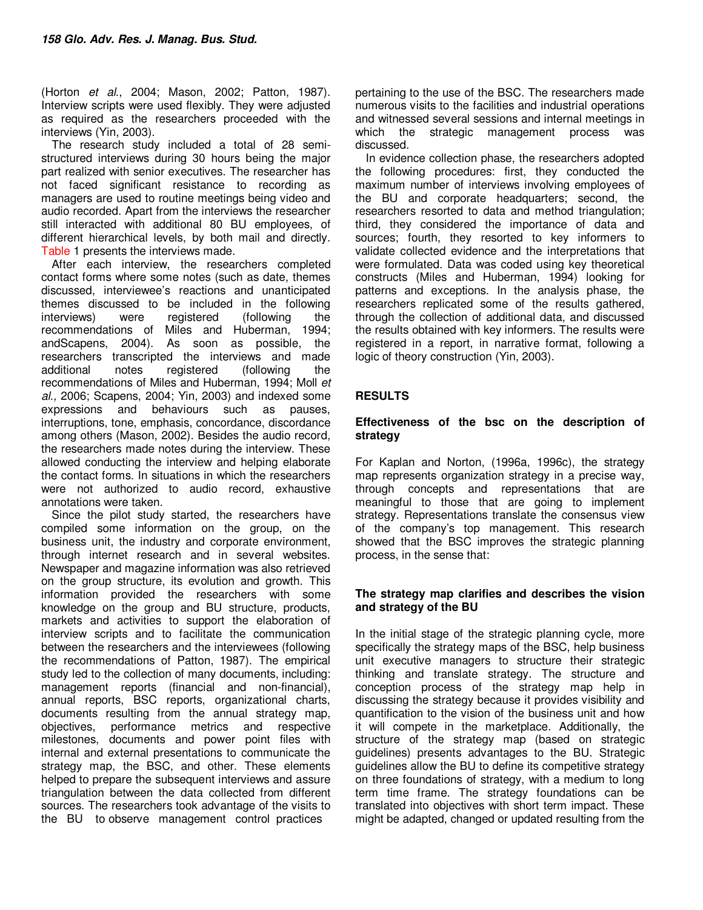(Horton *et al*., 2004; Mason, 2002; Patton, 1987). Interview scripts were used flexibly. They were adjusted as required as the researchers proceeded with the interviews (Yin, 2003).

The research study included a total of 28 semi-structured interviews during 30 hours being the major part realized with senior executives. The researcher has not faced significant resistance to recording as managers are used to routine meetings being video and audio recorded. Apart from the interviews the researcher still interacted with additional 80 BU employees, of different hierarchical levels, by both mail and directly. Table 1 presents the interviews made.

After each interview, the researchers completed contact forms where some notes (such as date, themes discussed, interviewee's reactions and unanticipated themes discussed to be included in the following interviews) were registered (following the recommendations of Miles and Huberman, 1994; andScapens, 2004). As soon as possible, the researchers transcripted the interviews and made additional notes registered (following the recommendations of Miles and Huberman, 1994; Moll *et al.,* 2006; Scapens, 2004; Yin, 2003) and indexed some expressions and behaviours such as pauses, interruptions, tone, emphasis, concordance, discordance among others (Mason, 2002). Besides the audio record, the researchers made notes during the interview. These allowed conducting the interview and helping elaborate the contact forms. In situations in which the researchers were not authorized to audio record, exhaustive annotations were taken.

Since the pilot study started, the researchers have compiled some information on the group, on the business unit, the industry and corporate environment, through internet research and in several websites. Newspaper and magazine information was also retrieved on the group structure, its evolution and growth. This information provided the researchers with some knowledge on the group and BU structure, products, markets and activities to support the elaboration of interview scripts and to facilitate the communication between the researchers and the interviewees (following the recommendations of Patton, 1987). The empirical study led to the collection of many documents, including: management reports (financial and non-financial), annual reports, BSC reports, organizational charts, documents resulting from the annual strategy map, objectives, performance metrics and respective milestones, documents and power point files with internal and external presentations to communicate the strategy map, the BSC, and other. These elements helped to prepare the subsequent interviews and assure triangulation between the data collected from different sources. The researchers took advantage of the visits to the BU to observe management control practices pertaining to the use of the BSC. The researchers made numerous visits to the facilities and industrial operations and witnessed several sessions and internal meetings in which the strategic management process was discussed.

In evidence collection phase, the researchers adopted the following procedures: first, they conducted the maximum number of interviews involving employees of the BU and corporate headquarters; second, the researchers resorted to data and method triangulation; third, they considered the importance of data and sources; fourth, they resorted to key informers to validate collected evidence and the interpretations that were formulated. Data was coded using key theoretical constructs (Miles and Huberman, 1994) looking for patterns and exceptions. In the analysis phase, the researchers replicated some of the results gathered, through the collection of additional data, and discussed the results obtained with key informers. The results were registered in a report, in narrative format, following a logic of theory construction (Yin, 2003).

## RESULTS

### Effectiveness of the bsc on the description of strategy

For Kaplan and Norton, (1996a, 1996c), the strategy map represents organization strategy in a precise way, through concepts and representations that are meaningful to those that are going to implement strategy. Representations translate the consensus view of the company's top management. This research showed that the BSC improves the strategic planning process, in the sense that:

### The strategy map clarifies and describes the vision and strategy of the BU

In the initial stage of the strategic planning cycle, more specifically the strategy maps of the BSC, help business unit executive managers to structure their strategic thinking and translate strategy. The structure and conception process of the strategy map help in discussing the strategy because it provides visibility and quantification to the vision of the business unit and how it will compete in the marketplace. Additionally, the structure of the strategy map (based on strategic guidelines) presents advantages to the BU. Strategic guidelines allow the BU to define its competitive strategy on three foundations of strategy, with a medium to long term time frame. The strategy foundations can be translated into objectives with short term impact. These might be adapted, changed or updated resulting from the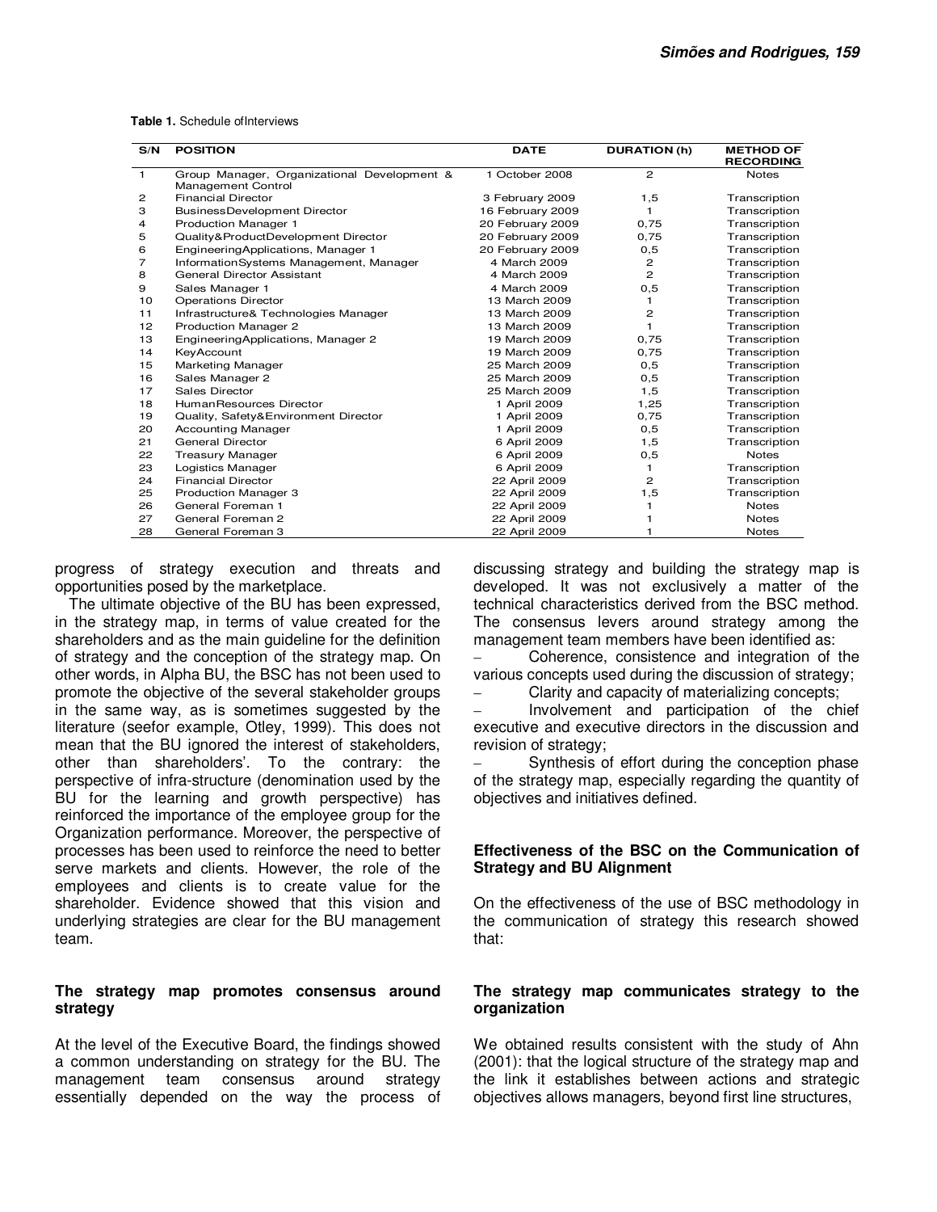**Table 1.** Schedule ofInterviews

| S/N | POSITION | DATE | DURATION (h) | METHOD OF RECORDING |
|---|---|---|---|---|
| 1 | Group Manager, Organizational Development & Management Control | 1 October 2008 | 2 | Notes |
| 2 | Financial Director | 3 February 2009 | 1,5 | Transcription |
| 3 | BusinessDevelopment Director | 16 February 2009 | 1 | Transcription |
| 4 | Production Manager 1 | 20 February 2009 | 0,75 | Transcription |
| 5 | Quality&ProductDevelopment Director | 20 February 2009 | 0,75 | Transcription |
| 6 | EngineeringApplications, Manager 1 | 20 February 2009 | 0,5 | Transcription |
| 7 | InformationSystems Management, Manager | 4 March 2009 | 2 | Transcription |
| 8 | General Director Assistant | 4 March 2009 | 2 | Transcription |
| 9 | Sales Manager 1 | 4 March 2009 | 0,5 | Transcription |
| 10 | Operations Director | 13 March 2009 | 1 | Transcription |
| 11 | Infrastructure& Technologies Manager | 13 March 2009 | 2 | Transcription |
| 12 | Production Manager 2 | 13 March 2009 | 1 | Transcription |
| 13 | EngineeringApplications, Manager 2 | 19 March 2009 | 0,75 | Transcription |
| 14 | KeyAccount | 19 March 2009 | 0,75 | Transcription |
| 15 | Marketing Manager | 25 March 2009 | 0,5 | Transcription |
| 16 | Sales Manager 2 | 25 March 2009 | 0,5 | Transcription |
| 17 | Sales Director | 25 March 2009 | 1,5 | Transcription |
| 18 | HumanResources Director | 1 April 2009 | 1,25 | Transcription |
| 19 | Quality, Safety&Environment Director | 1 April 2009 | 0,75 | Transcription |
| 20 | Accounting Manager | 1 April 2009 | 0,5 | Transcription |
| 21 | General Director | 6 April 2009 | 1,5 | Transcription |
| 22 | Treasury Manager | 6 April 2009 | 0,5 | Notes |
| 23 | Logistics Manager | 6 April 2009 | 1 | Transcription |
| 24 | Financial Director | 22 April 2009 | 2 | Transcription |
| 25 | Production Manager 3 | 22 April 2009 | 1,5 | Transcription |
| 26 | General Foreman 1 | 22 April 2009 | 1 | Notes |
| 27 | General Foreman 2 | 22 April 2009 | 1 | Notes |
| 28 | General Foreman 3 | 22 April 2009 | 1 | Notes |

progress of strategy execution and threats and opportunities posed by the marketplace.

The ultimate objective of the BU has been expressed, in the strategy map, in terms of value created for the shareholders and as the main guideline for the definition of strategy and the conception of the strategy map. On other words, in Alpha BU, the BSC has not been used to promote the objective of the several stakeholder groups in the same way, as is sometimes suggested by the literature (seefor example, Otley, 1999). This does not mean that the BU ignored the interest of stakeholders, other than shareholders'. To the contrary: the perspective of infra-structure (denomination used by the BU for the learning and growth perspective) has reinforced the importance of the employee group for the Organization performance. Moreover, the perspective of processes has been used to reinforce the need to better serve markets and clients. However, the role of the employees and clients is to create value for the shareholder. Evidence showed that this vision and underlying strategies are clear for the BU management team.

### The strategy map promotes consensus around strategy

At the level of the Executive Board, the findings showed a common understanding on strategy for the BU. The management team consensus around strategy essentially depended on the way the process of discussing strategy and building the strategy map is developed. It was not exclusively a matter of the technical characteristics derived from the BSC method. The consensus levers around strategy among the management team members have been identified as:

- Coherence, consistence and integration of the various concepts used during the discussion of strategy;
- Clarity and capacity of materializing concepts;
- Involvement and participation of the chief executive and executive directors in the discussion and revision of strategy;
- Synthesis of effort during the conception phase of the strategy map, especially regarding the quantity of objectives and initiatives defined.

### Effectiveness of the BSC on the Communication of Strategy and BU Alignment

On the effectiveness of the use of BSC methodology in the communication of strategy this research showed that:

### The strategy map communicates strategy to the organization

We obtained results consistent with the study of Ahn (2001): that the logical structure of the strategy map and the link it establishes between actions and strategic objectives allows managers, beyond first line structures,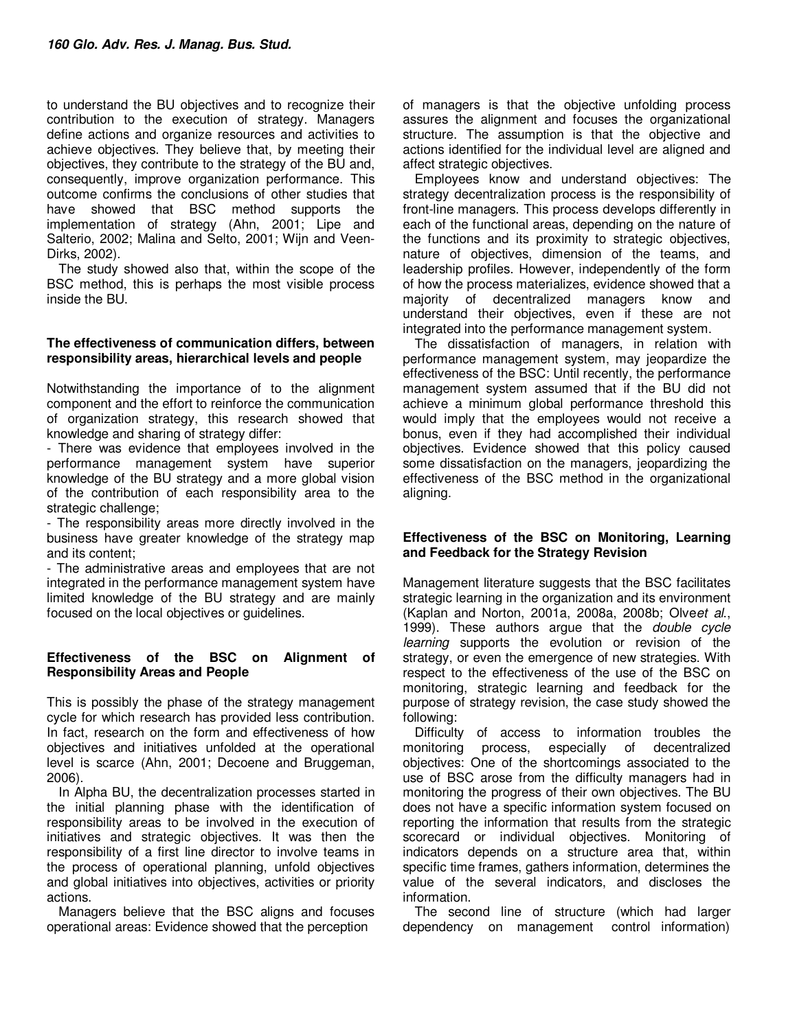to understand the BU objectives and to recognize their contribution to the execution of strategy. Managers define actions and organize resources and activities to achieve objectives. They believe that, by meeting their objectives, they contribute to the strategy of the BU and, consequently, improve organization performance. This outcome confirms the conclusions of other studies that have showed that BSC method supports the implementation of strategy (Ahn, 2001; Lipe and Salterio, 2002; Malina and Selto, 2001; Wijn and Veen-Dirks, 2002).

The study showed also that, within the scope of the BSC method, this is perhaps the most visible process inside the BU.

**The effectiveness of communication differs, between responsibility areas, hierarchical levels and people**

Notwithstanding the importance of to the alignment component and the effort to reinforce the communication of organization strategy, this research showed that knowledge and sharing of strategy differ:

- There was evidence that employees involved in the performance management system have superior knowledge of the BU strategy and a more global vision of the contribution of each responsibility area to the strategic challenge;
- The responsibility areas more directly involved in the business have greater knowledge of the strategy map and its content;
- The administrative areas and employees that are not integrated in the performance management system have limited knowledge of the BU strategy and are mainly focused on the local objectives or guidelines.

## Effectiveness of the BSC on Alignment of Responsibility Areas and People

This is possibly the phase of the strategy management cycle for which research has provided less contribution. In fact, research on the form and effectiveness of how objectives and initiatives unfolded at the operational level is scarce (Ahn, 2001; Decoene and Bruggeman, 2006).

In Alpha BU, the decentralization processes started in the initial planning phase with the identification of responsibility areas to be involved in the execution of initiatives and strategic objectives. It was then the responsibility of a first line director to involve teams in the process of operational planning, unfold objectives and global initiatives into objectives, activities or priority actions.

Managers believe that the BSC aligns and focuses operational areas: Evidence showed that the perception of managers is that the objective unfolding process assures the alignment and focuses the organizational structure. The assumption is that the objective and actions identified for the individual level are aligned and affect strategic objectives.

Employees know and understand objectives: The strategy decentralization process is the responsibility of front-line managers. This process develops differently in each of the functional areas, depending on the nature of the functions and its proximity to strategic objectives, nature of objectives, dimension of the teams, and leadership profiles. However, independently of the form of how the process materializes, evidence showed that a majority of decentralized managers know and understand their objectives, even if these are not integrated into the performance management system.

The dissatisfaction of managers, in relation with performance management system, may jeopardize the effectiveness of the BSC: Until recently, the performance management system assumed that if the BU did not achieve a minimum global performance threshold this would imply that the employees would not receive a bonus, even if they had accomplished their individual objectives. Evidence showed that this policy caused some dissatisfaction on the managers, jeopardizing the effectiveness of the BSC method in the organizational aligning.

## Effectiveness of the BSC on Monitoring, Learning and Feedback for the Strategy Revision

Management literature suggests that the BSC facilitates strategic learning in the organization and its environment (Kaplan and Norton, 2001a, 2008a, 2008b; Olve*et al.*, 1999). These authors argue that the *double cycle learning* supports the evolution or revision of the strategy, or even the emergence of new strategies. With respect to the effectiveness of the use of the BSC on monitoring, strategic learning and feedback for the purpose of strategy revision, the case study showed the following:

Difficulty of access to information troubles the monitoring process, especially of decentralized objectives: One of the shortcomings associated to the use of BSC arose from the difficulty managers had in monitoring the progress of their own objectives. The BU does not have a specific information system focused on reporting the information that results from the strategic scorecard or individual objectives. Monitoring of indicators depends on a structure area that, within specific time frames, gathers information, determines the value of the several indicators, and discloses the information.

The second line of structure (which had larger dependency on management control information)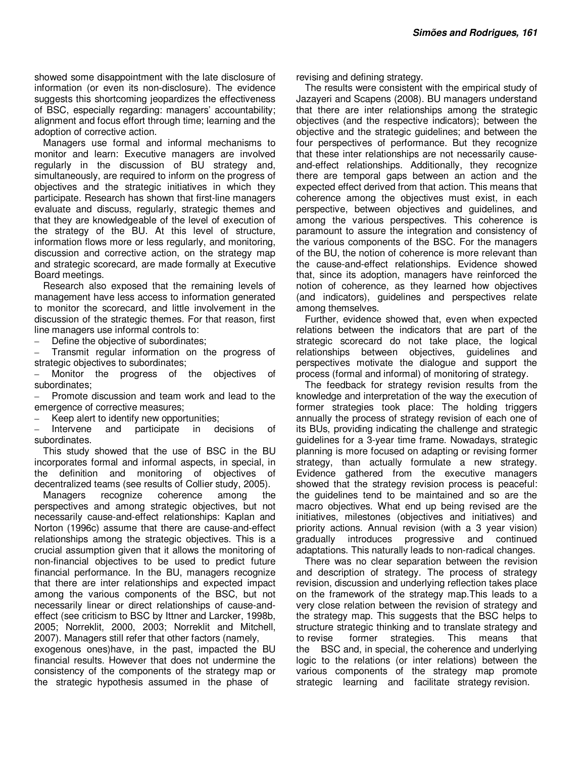showed some disappointment with the late disclosure of information (or even its non-disclosure). The evidence suggests this shortcoming jeopardizes the effectiveness of BSC, especially regarding: managers' accountability; alignment and focus effort through time; learning and the adoption of corrective action.

Managers use formal and informal mechanisms to monitor and learn: Executive managers are involved regularly in the discussion of BU strategy and, simultaneously, are required to inform on the progress of objectives and the strategic initiatives in which they participate. Research has shown that first-line managers evaluate and discuss, regularly, strategic themes and that they are knowledgeable of the level of execution of the strategy of the BU. At this level of structure, information flows more or less regularly, and monitoring, discussion and corrective action, on the strategy map and strategic scorecard, are made formally at Executive Board meetings.

Research also exposed that the remaining levels of management have less access to information generated to monitor the scorecard, and little involvement in the discussion of the strategic themes. For that reason, first line managers use informal controls to:

- Define the objective of subordinates;
- Transmit regular information on the progress of strategic objectives to subordinates;
- Monitor the progress of the objectives of subordinates;
- Promote discussion and team work and lead to the emergence of corrective measures;
- Keep alert to identify new opportunities;
- Intervene and participate in decisions of subordinates.

This study showed that the use of BSC in the BU incorporates formal and informal aspects, in special, in the definition and monitoring of objectives of decentralized teams (see results of Collier study, 2005).

Managers recognize coherence among the perspectives and among strategic objectives, but not necessarily cause-and-effect relationships: Kaplan and Norton (1996c) assume that there are cause-and-effect relationships among the strategic objectives. This is a crucial assumption given that it allows the monitoring of non-financial objectives to be used to predict future financial performance. In the BU, managers recognize that there are inter relationships and expected impact among the various components of the BSC, but not necessarily linear or direct relationships of cause-and-effect (see criticism to BSC by Ittner and Larcker, 1998b, 2005; Norreklit, 2000, 2003; Norreklit and Mitchell, 2007). Managers still refer that other factors (namely, exogenous ones)have, in the past, impacted the BU financial results. However that does not undermine the consistency of the components of the strategy map or the strategic hypothesis assumed in the phase of revising and defining strategy.

The results were consistent with the empirical study of Jazayeri and Scapens (2008). BU managers understand that there are inter relationships among the strategic objectives (and the respective indicators); between the objective and the strategic guidelines; and between the four perspectives of performance. But they recognize that these inter relationships are not necessarily cause-and-effect relationships. Additionally, they recognize there are temporal gaps between an action and the expected effect derived from that action. This means that coherence among the objectives must exist, in each perspective, between objectives and guidelines, and among the various perspectives. This coherence is paramount to assure the integration and consistency of the various components of the BSC. For the managers of the BU, the notion of coherence is more relevant than the cause-and-effect relationships. Evidence showed that, since its adoption, managers have reinforced the notion of coherence, as they learned how objectives (and indicators), guidelines and perspectives relate among themselves.

Further, evidence showed that, even when expected relations between the indicators that are part of the strategic scorecard do not take place, the logical relationships between objectives, guidelines and perspectives motivate the dialogue and support the process (formal and informal) of monitoring of strategy.

The feedback for strategy revision results from the knowledge and interpretation of the way the execution of former strategies took place: The holding triggers annually the process of strategy revision of each one of its BUs, providing indicating the challenge and strategic guidelines for a 3-year time frame. Nowadays, strategic planning is more focused on adapting or revising former strategy, than actually formulate a new strategy. Evidence gathered from the executive managers showed that the strategy revision process is peaceful: the guidelines tend to be maintained and so are the macro objectives. What end up being revised are the initiatives, milestones (objectives and initiatives) and priority actions. Annual revision (with a 3 year vision) gradually introduces progressive and continued adaptations. This naturally leads to non-radical changes.

There was no clear separation between the revision and description of strategy. The process of strategy revision, discussion and underlying reflection takes place on the framework of the strategy map.This leads to a very close relation between the revision of strategy and the strategy map. This suggests that the BSC helps to structure strategic thinking and to translate strategy and to revise former strategies. This means that the BSC and, in special, the coherence and underlying logic to the relations (or inter relations) between the various components of the strategy map promote strategic learning and facilitate strategy revision.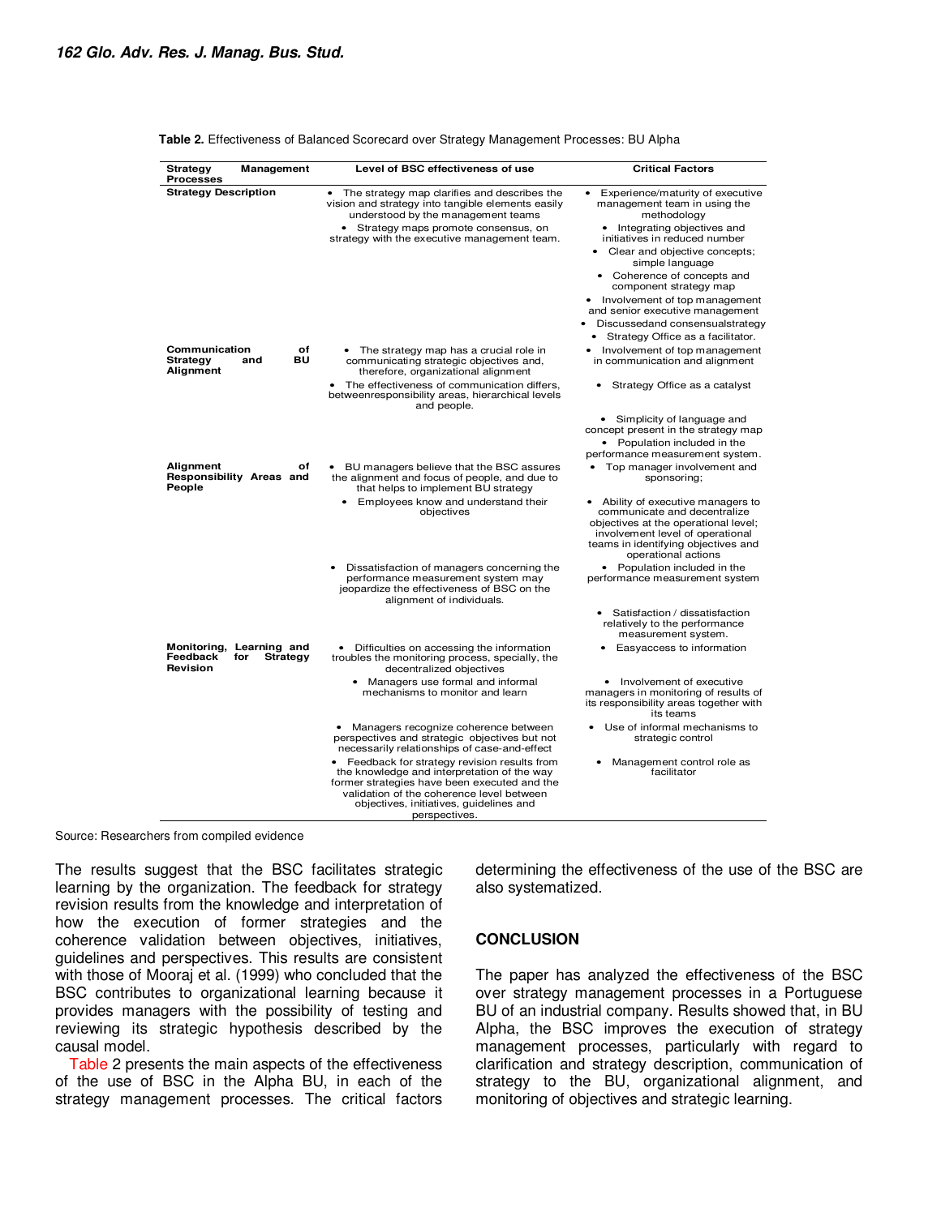**Table 2.** Effectiveness of Balanced Scorecard over Strategy Management Processes: BU Alpha

| Strategy Management Processes | Level of BSC effectiveness of use | Critical Factors |
|---|---|---|
| **Strategy Description** | • The strategy map clarifies and describes the vision and strategy into tangible elements easily understood by the management teams<br>• Strategy maps promote consensus, on strategy with the executive management team. | • Experience/maturity of executive management team in using the methodology<br>• Integrating objectives and initiatives in reduced number<br>• Clear and objective concepts; simple language<br>• Coherence of concepts and component strategy map<br>• Involvement of top management and senior executive management<br>• Discussedand consensualstrategy<br>• Strategy Office as a facilitator. |
| **Communication of Strategy and BU Alignment** | • The strategy map has a crucial role in communicating strategic objectives and, therefore, organizational alignment<br>• The effectiveness of communication differs, betweenresponsibility areas, hierarchical levels and people. | • Involvement of top management in communication and alignment<br>• Strategy Office as a catalyst<br>• Simplicity of language and concept present in the strategy map<br>• Population included in the performance measurement system. |
| **Alignment of Responsibility Areas and People** | • BU managers believe that the BSC assures the alignment and focus of people, and due to that helps to implement BU strategy<br>• Employees know and understand their objectives<br>• Dissatisfaction of managers concerning the performance measurement system may jeopardize the effectiveness of BSC on the alignment of individuals. | • Top manager involvement and sponsoring;<br>• Ability of executive managers to communicate and decentralize objectives at the operational level; involvement level of operational teams in identifying objectives and operational actions<br>• Population included in the performance measurement system<br>• Satisfaction / dissatisfaction relatively to the performance measurement system. |
| **Monitoring, Learning and Feedback for Strategy Revision** | • Difficulties on accessing the information troubles the monitoring process, specially, the decentralized objectives<br>• Managers use formal and informal mechanisms to monitor and learn<br>• Managers recognize coherence between perspectives and strategic objectives but not necessarily relationships of case-and-effect<br>• Feedback for strategy revision results from the knowledge and interpretation of the way former strategies have been executed and the validation of the coherence level between objectives, initiatives, guidelines and perspectives. | • Easyaccess to information<br>• Involvement of executive managers in monitoring of results of its responsibility areas together with its teams<br>• Use of informal mechanisms to strategic control<br>• Management control role as facilitator |

Source: Researchers from compiled evidence

The results suggest that the BSC facilitates strategic learning by the organization. The feedback for strategy revision results from the knowledge and interpretation of how the execution of former strategies and the coherence validation between objectives, initiatives, guidelines and perspectives. This results are consistent with those of Mooraj et al. (1999) who concluded that the BSC contributes to organizational learning because it provides managers with the possibility of testing and reviewing its strategic hypothesis described by the causal model.

Table 2 presents the main aspects of the effectiveness of the use of BSC in the Alpha BU, in each of the strategy management processes. The critical factors determining the effectiveness of the use of the BSC are also systematized.

## CONCLUSION

The paper has analyzed the effectiveness of the BSC over strategy management processes in a Portuguese BU of an industrial company. Results showed that, in BU Alpha, the BSC improves the execution of strategy management processes, particularly with regard to clarification and strategy description, communication of strategy to the BU, organizational alignment, and monitoring of objectives and strategic learning.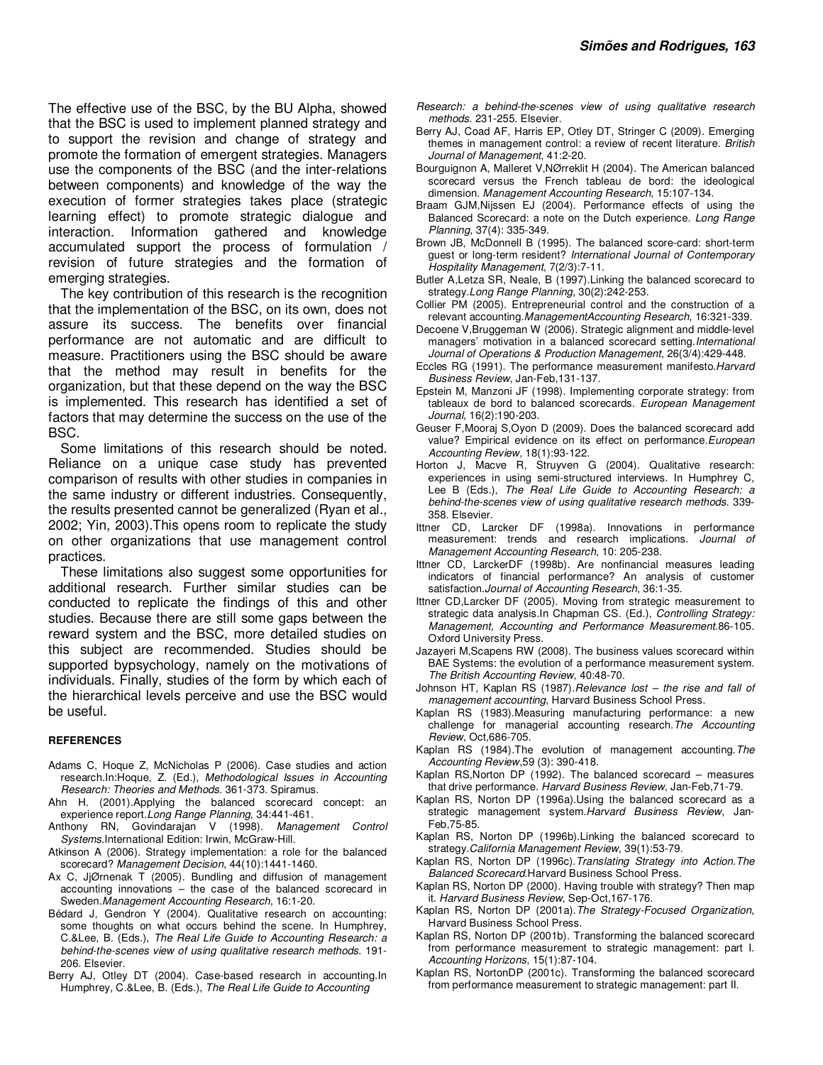The effective use of the BSC, by the BU Alpha, showed that the BSC is used to implement planned strategy and to support the revision and change of strategy and promote the formation of emergent strategies. Managers use the components of the BSC (and the inter-relations between components) and knowledge of the way the execution of former strategies takes place (strategic learning effect) to promote strategic dialogue and interaction. Information gathered and knowledge accumulated support the process of formulation / revision of future strategies and the formation of emerging strategies.

The key contribution of this research is the recognition that the implementation of the BSC, on its own, does not assure its success. The benefits over financial performance are not automatic and are difficult to measure. Practitioners using the BSC should be aware that the method may result in benefits for the organization, but that these depend on the way the BSC is implemented. This research has identified a set of factors that may determine the success on the use of the BSC.

Some limitations of this research should be noted. Reliance on a unique case study has prevented comparison of results with other studies in companies in the same industry or different industries. Consequently, the results presented cannot be generalized (Ryan et al., 2002; Yin, 2003).This opens room to replicate the study on other organizations that use management control practices.

These limitations also suggest some opportunities for additional research. Further similar studies can be conducted to replicate the findings of this and other studies. Because there are still some gaps between the reward system and the BSC, more detailed studies on this subject are recommended. Studies should be supported bypsychology, namely on the motivations of individuals. Finally, studies of the form by which each of the hierarchical levels perceive and use the BSC would be useful.

#### REFERENCES

Adams C, Hoque Z, McNicholas P (2006). Case studies and action research.In:Hoque, Z. (Ed.), *Methodological Issues in Accounting Research: Theories and Methods*. 361-373. Spiramus.

Ahn H. (2001).Applying the balanced scorecard concept: an experience report.*Long Range Planning*, 34:441-461.

Anthony RN, Govindarajan V (1998). *Management Control Systems*.International Edition: Irwin, McGraw-Hill.

Atkinson A (2006). Strategy implementation: a role for the balanced scorecard? *Management Decision*, 44(10):1441-1460.

Ax C, JjØrnenak T (2005). Bundling and diffusion of management accounting innovations – the case of the balanced scorecard in Sweden.*Management Accounting Research*, 16:1-20.

Bédard J, Gendron Y (2004). Qualitative research on accounting: some thoughts on what occurs behind the scene. In Humphrey, C.&Lee, B. (Eds.), *The Real Life Guide to Accounting Research: a behind-the-scenes view of using qualitative research methods*. 191-206. Elsevier.

Berry AJ, Otley DT (2004). Case-based research in accounting.In Humphrey, C.&Lee, B. (Eds.), *The Real Life Guide to Accounting Research: a behind-the-scenes view of using qualitative research methods*. 231-255. Elsevier.

Berry AJ, Coad AF, Harris EP, Otley DT, Stringer C (2009). Emerging themes in management control: a review of recent literature. *British Journal of Management*, 41:2-20.

Bourguignon A, Malleret V,NØrreklit H (2004). The American balanced scorecard versus the French tableau de bord: the ideological dimension. *Management Accounting Research*, 15:107-134.

Braam GJM,Nijssen EJ (2004). Performance effects of using the Balanced Scorecard: a note on the Dutch experience. *Long Range Planning*, 37(4): 335-349.

Brown JB, McDonnell B (1995). The balanced score-card: short-term guest or long-term resident? *International Journal of Contemporary Hospitality Management*, 7(2/3):7-11.

Butler A,Letza SR, Neale, B (1997).Linking the balanced scorecard to strategy.*Long Range Planning*, 30(2):242-253.

Collier PM (2005). Entrepreneurial control and the construction of a relevant accounting.*ManagementAccounting Research*, 16:321-339.

Decoene V,Bruggeman W (2006). Strategic alignment and middle-level managers' motivation in a balanced scorecard setting.*International Journal of Operations & Production Management*, 26(3/4):429-448.

Eccles RG (1991). The performance measurement manifesto.*Harvard Business Review*, Jan-Feb,131-137.

Epstein M, Manzoni JF (1998). Implementing corporate strategy: from tableaux de bord to balanced scorecards. *European Management Journal*, 16(2):190-203.

Geuser F,Mooraj S,Oyon D (2009). Does the balanced scorecard add value? Empirical evidence on its effect on performance.*European Accounting Review,* 18(1):93-122.

Horton J, Macve R, Struyven G (2004). Qualitative research: experiences in using semi-structured interviews. In Humphrey C, Lee B (Eds.), *The Real Life Guide to Accounting Research: a behind-the-scenes view of using qualitative research methods*. 339-358. Elsevier.

Ittner CD, Larcker DF (1998a). Innovations in performance measurement: trends and research implications. *Journal of Management Accounting Research*, 10: 205-238.

Ittner CD, LarckerDF (1998b). Are nonfinancial measures leading indicators of financial performance? An analysis of customer satisfaction.*Journal of Accounting Research*, 36:1-35.

Ittner CD,Larcker DF (2005). Moving from strategic measurement to strategic data analysis.In Chapman CS. (Ed.), *Controlling Strategy: Management, Accounting and Performance Measurement*.86-105. Oxford University Press.

Jazayeri M,Scapens RW (2008). The business values scorecard within BAE Systems: the evolution of a performance measurement system. *The British Accounting Review*, 40:48-70.

Johnson HT, Kaplan RS (1987).*Relevance lost – the rise and fall of management accounting*, Harvard Business School Press.

Kaplan RS (1983).Measuring manufacturing performance: a new challenge for managerial accounting research.*The Accounting Review*, Oct,686-705.

Kaplan RS (1984).The evolution of management accounting.*The Accounting Review*,59 (3): 390-418.

Kaplan RS,Norton DP (1992). The balanced scorecard – measures that drive performance. *Harvard Business Review*, Jan-Feb,71-79.

Kaplan RS, Norton DP (1996a).Using the balanced scorecard as a strategic management system.*Harvard Business Review*, Jan-Feb,75-85.

Kaplan RS, Norton DP (1996b).Linking the balanced scorecard to strategy.*California Management Review*, 39(1):53-79.

Kaplan RS, Norton DP (1996c).*Translating Strategy into Action.The Balanced Scorecard*.Harvard Business School Press.

Kaplan RS, Norton DP (2000). Having trouble with strategy? Then map it. *Harvard Business Review*, Sep-Oct,167-176.

Kaplan RS, Norton DP (2001a).*The Strategy-Focused Organization*, Harvard Business School Press.

Kaplan RS, Norton DP (2001b). Transforming the balanced scorecard from performance measurement to strategic management: part I. *Accounting Horizons*, 15(1):87-104.

Kaplan RS, NortonDP (2001c). Transforming the balanced scorecard from performance measurement to strategic management: part II.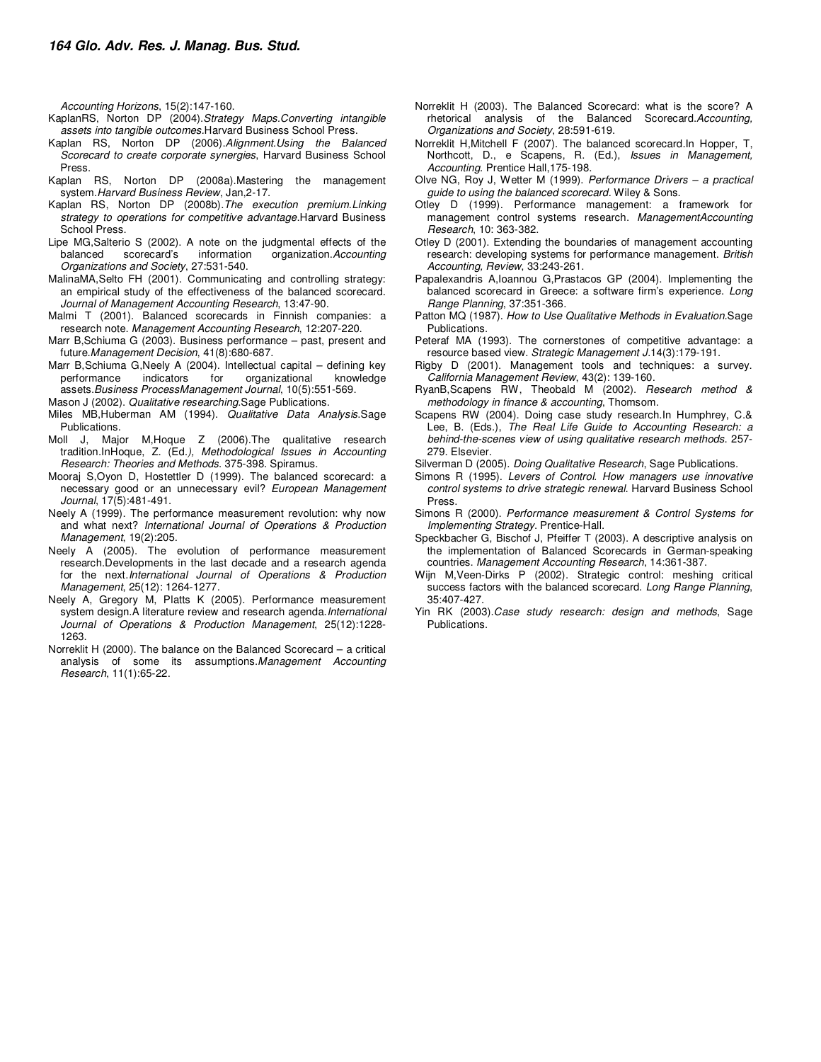*Accounting Horizons*, 15(2):147-160.

KaplanRS, Norton DP (2004).*Strategy Maps.Converting intangible assets into tangible outcomes*.Harvard Business School Press.

Kaplan RS, Norton DP (2006).*Alignment.Using the Balanced Scorecard to create corporate synergies*, Harvard Business School Press.

Kaplan RS, Norton DP (2008a).Mastering the management system.*Harvard Business Review*, Jan,2-17.

Kaplan RS, Norton DP (2008b).*The execution premium.Linking strategy to operations for competitive advantage*.Harvard Business School Press.

Lipe MG,Salterio S (2002). A note on the judgmental effects of the balanced scorecard's information organization.*Accounting Organizations and Society*, 27:531-540.

MalinaMA,Selto FH (2001). Communicating and controlling strategy: an empirical study of the effectiveness of the balanced scorecard. *Journal of Management Accounting Research*, 13:47-90.

Malmi T (2001). Balanced scorecards in Finnish companies: a research note. *Management Accounting Research*, 12:207-220.

Marr B,Schiuma G (2003). Business performance – past, present and future.*Management Decision*, 41(8):680-687.

Marr B,Schiuma G,Neely A (2004). Intellectual capital – defining key performance indicators for organizational knowledge assets.*Business ProcessManagement Journal*, 10(5):551-569.

Mason J (2002). *Qualitative researching*.Sage Publications.

Miles MB,Huberman AM (1994). *Qualitative Data Analysis*.Sage Publications.

Moll J, Major M,Hoque Z (2006).The qualitative research tradition.InHoque, Z. (Ed.*), Methodological Issues in Accounting Research: Theories and Methods*. 375-398. Spiramus.

Mooraj S,Oyon D, Hostettler D (1999). The balanced scorecard: a necessary good or an unnecessary evil? *European Management Journal*, 17(5):481-491.

Neely A (1999). The performance measurement revolution: why now and what next? *International Journal of Operations & Production Management*, 19(2):205.

Neely A (2005). The evolution of performance measurement research.Developments in the last decade and a research agenda for the next.*International Journal of Operations & Production Management*, 25(12): 1264-1277.

Neely A, Gregory M, Platts K (2005). Performance measurement system design.A literature review and research agenda.*International Journal of Operations & Production Management*, 25(12):1228-1263.

Norreklit H (2000). The balance on the Balanced Scorecard – a critical analysis of some its assumptions.*Management Accounting Research*, 11(1):65-22.

Norreklit H (2003). The Balanced Scorecard: what is the score? A rhetorical analysis of the Balanced Scorecard.*Accounting, Organizations and Society*, 28:591-619.

Norreklit H,Mitchell F (2007). The balanced scorecard.In Hopper, T, Northcott, D., e Scapens, R. (Ed.), *Issues in Management, Accounting*. Prentice Hall,175-198.

Olve NG, Roy J, Wetter M (1999). *Performance Drivers – a practical guide to using the balanced scorecard*. Wiley & Sons.

Otley D (1999). Performance management: a framework for management control systems research. *ManagementAccounting Research*, 10: 363-382.

Otley D (2001). Extending the boundaries of management accounting research: developing systems for performance management. *British Accounting, Review*, 33:243-261.

Papalexandris A,Ioannou G,Prastacos GP (2004). Implementing the balanced scorecard in Greece: a software firm's experience. *Long Range Planning*, 37:351-366.

Patton MQ (1987). *How to Use Qualitative Methods in Evaluation*.Sage Publications.

Peteraf MA (1993). The cornerstones of competitive advantage: a resource based view. *Strategic Management J*.14(3):179-191.

Rigby D (2001). Management tools and techniques: a survey. *California Management Review*, 43(2): 139-160.

RyanB,Scapens RW, Theobald M (2002). *Research method & methodology in finance & accounting*, Thomsom.

Scapens RW (2004). Doing case study research.In Humphrey, C.& Lee, B. (Eds.), *The Real Life Guide to Accounting Research: a behind-the-scenes view of using qualitative research methods*. 257-279. Elsevier.

Silverman D (2005). *Doing Qualitative Research*, Sage Publications.

Simons R (1995). *Levers of Control. How managers use innovative control systems to drive strategic renewal*. Harvard Business School Press.

Simons R (2000). *Performance measurement & Control Systems for Implementing Strategy*. Prentice-Hall.

Speckbacher G, Bischof J, Pfeiffer T (2003). A descriptive analysis on the implementation of Balanced Scorecards in German-speaking countries. *Management Accounting Research*, 14:361-387.

Wijn M,Veen-Dirks P (2002). Strategic control: meshing critical success factors with the balanced scorecard. *Long Range Planning*, 35:407-427.

Yin RK (2003).*Case study research: design and methods*, Sage Publications.